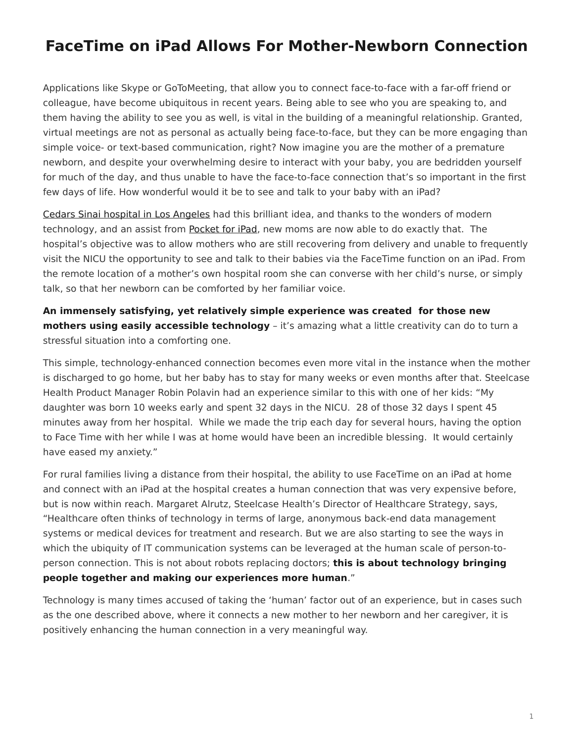# FaceTime on iPad Allows For Mother-Newborn Connection

Applications like Skype or GoToMeeting, that allow you to connect face-to-face with a far-off friend or colleague, have become ubiquitous in recent years. Being able to see who you are speaking to, and them having the ability to see you as well, is vital in the building of a meaningful relationship. Granted, virtual meetings are not as personal as actually being face-to-face, but they can be more engaging than simple voice- or text-based communication, right? Now imagine you are the mother of a premature newborn, and despite your overwhelming desire to interact with your baby, you are bedridden yourself for much of the day, and thus unable to have the face-to-face connection that's so important in the first few days of life. How wonderful would it be to see and talk to your baby with an iPad?

Cedars Sinai hospital in Los Angeles had this brilliant idea, and thanks to the wonders of modern technology, and an assist from Pocket for iPad, new moms are now able to do exactly that. The hospital's objective was to allow mothers who are still recovering from delivery and unable to frequently visit the NICU the opportunity to see and talk to their babies via the FaceTime function on an iPad. From the remote location of a mother's own hospital room she can converse with her child's nurse, or simply talk, so that her newborn can be comforted by her familiar voice.

**An immensely satisfying, yet relatively simple experience was created for those new mothers using easily accessible technology** – it's amazing what a little creativity can do to turn a stressful situation into a comforting one.

This simple, technology-enhanced connection becomes even more vital in the instance when the mother is discharged to go home, but her baby has to stay for many weeks or even months after that. Steelcase Health Product Manager Robin Polavin had an experience similar to this with one of her kids: "My daughter was born 10 weeks early and spent 32 days in the NICU. 28 of those 32 days I spent 45 minutes away from her hospital. While we made the trip each day for several hours, having the option to Face Time with her while I was at home would have been an incredible blessing. It would certainly have eased my anxiety."

For rural families living a distance from their hospital, the ability to use FaceTime on an iPad at home and connect with an iPad at the hospital creates a human connection that was very expensive before, but is now within reach. Margaret Alrutz, Steelcase Health's Director of Healthcare Strategy, says, "Healthcare often thinks of technology in terms of large, anonymous back-end data management systems or medical devices for treatment and research. But we are also starting to see the ways in which the ubiquity of IT communication systems can be leveraged at the human scale of person-to-person connection. This is not about robots replacing doctors; **this is about technology bringing people together and making our experiences more human**."

Technology is many times accused of taking the 'human' factor out of an experience, but in cases such as the one described above, where it connects a new mother to her newborn and her caregiver, it is positively enhancing the human connection in a very meaningful way.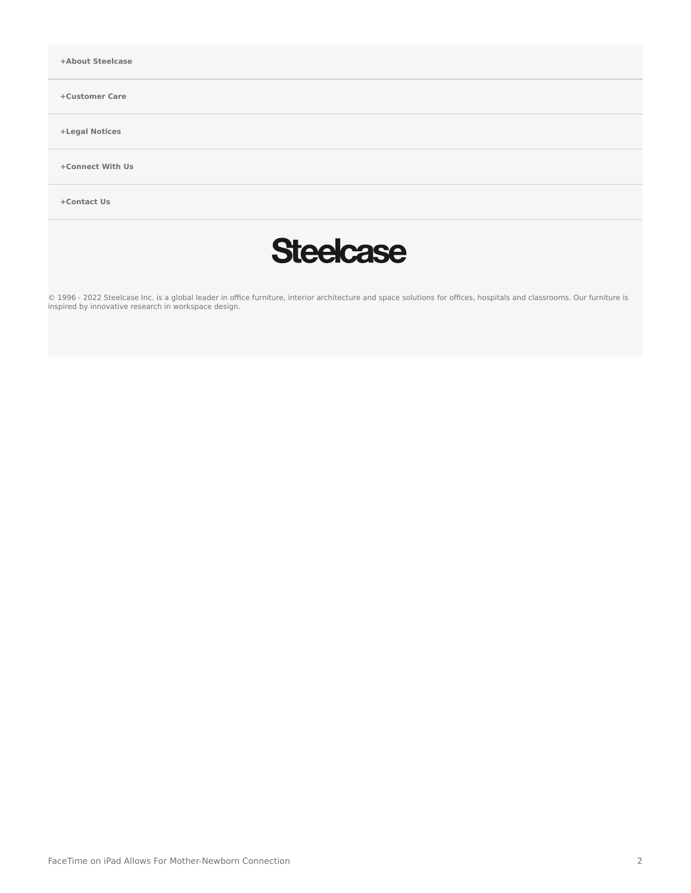**+About Steelcase**

**+Customer Care**

**+Legal Notices**

**+Connect With Us**

**+Contact Us**

Steelcase

© 1996 - 2022 Steelcase Inc. is a global leader in office furniture, interior architecture and space solutions for offices, hospitals and classrooms. Our furniture is inspired by innovative research in workspace design.